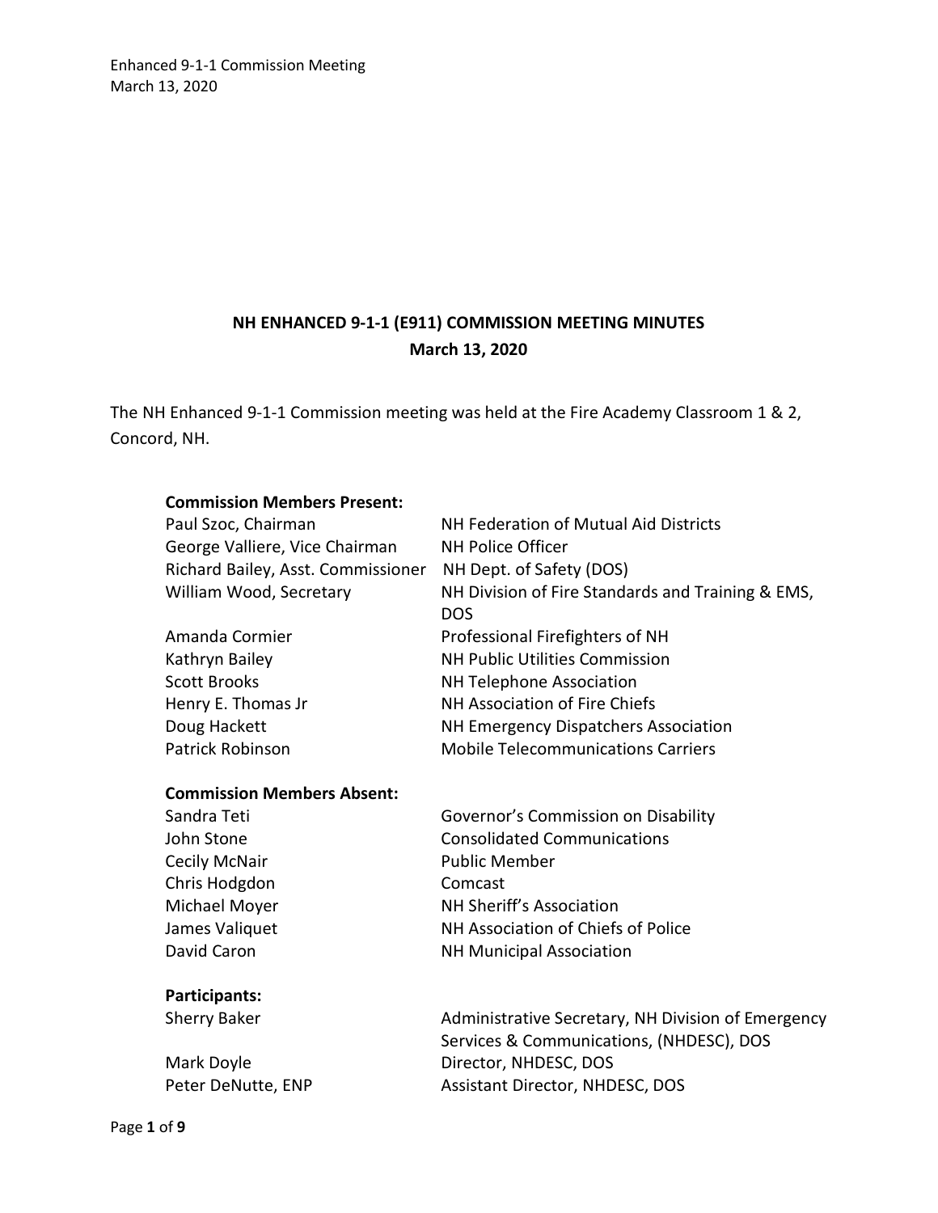# NH ENHANCED 9-1-1 (E911) COMMISSION MEETING MINUTES
## March 13, 2020

The NH Enhanced 9-1-1 Commission meeting was held at the Fire Academy Classroom 1 & 2, Concord, NH.

**Commission Members Present:**

| | |
|---|---|
| Paul Szoc, Chairman | NH Federation of Mutual Aid Districts |
| George Valliere, Vice Chairman | NH Police Officer |
| Richard Bailey, Asst. Commissioner | NH Dept. of Safety (DOS) |
| William Wood, Secretary | NH Division of Fire Standards and Training & EMS, DOS |
| Amanda Cormier | Professional Firefighters of NH |
| Kathryn Bailey | NH Public Utilities Commission |
| Scott Brooks | NH Telephone Association |
| Henry E. Thomas Jr | NH Association of Fire Chiefs |
| Doug Hackett | NH Emergency Dispatchers Association |
| Patrick Robinson | Mobile Telecommunications Carriers |

**Commission Members Absent:**

| | |
|---|---|
| Sandra Teti | Governor's Commission on Disability |
| John Stone | Consolidated Communications |
| Cecily McNair | Public Member |
| Chris Hodgdon | Comcast |
| Michael Moyer | NH Sheriff's Association |
| James Valiquet | NH Association of Chiefs of Police |
| David Caron | NH Municipal Association |

**Participants:**

| | |
|---|---|
| Sherry Baker | Administrative Secretary, NH Division of Emergency Services & Communications, (NHDESC), DOS |
| Mark Doyle | Director, NHDESC, DOS |
| Peter DeNutte, ENP | Assistant Director, NHDESC, DOS |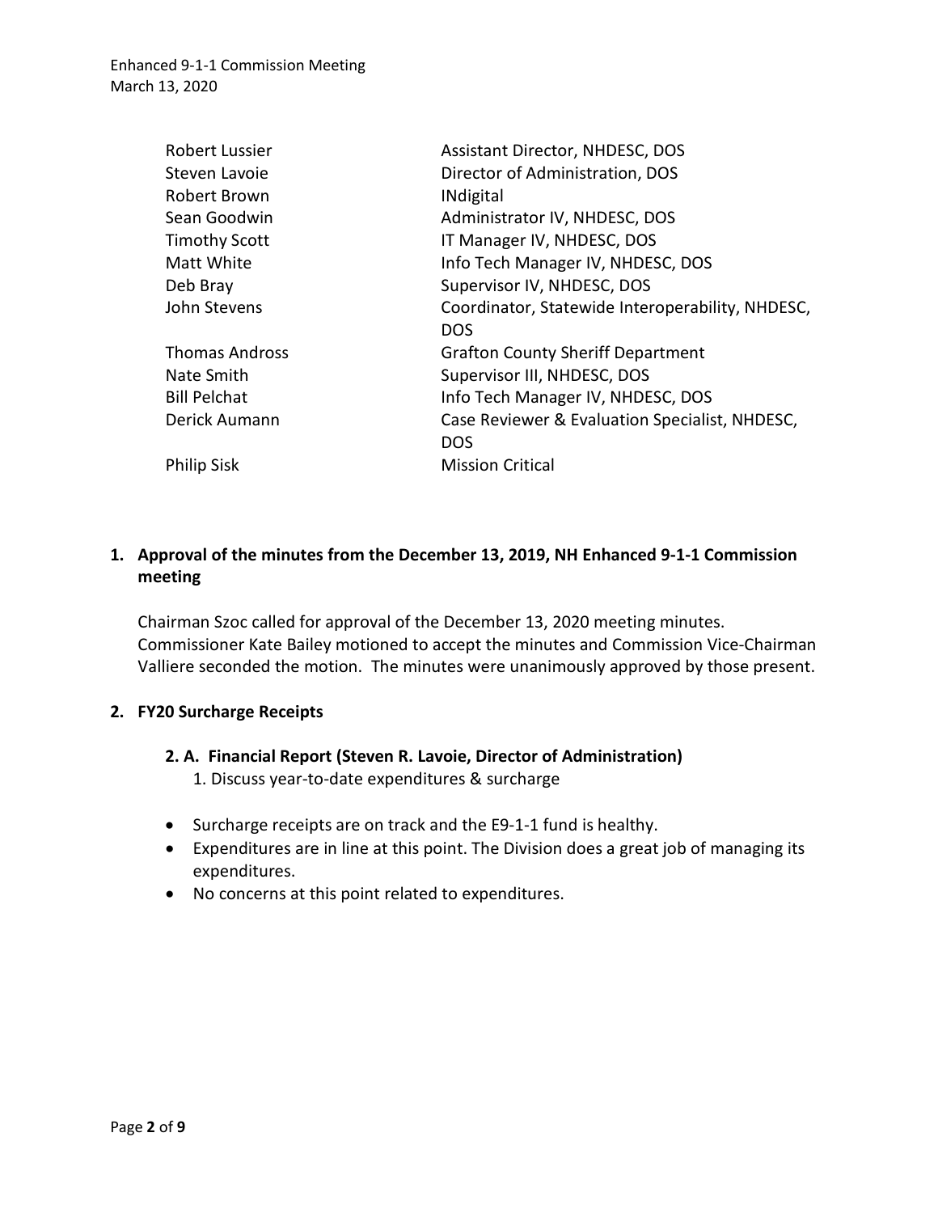| | |
|---|---|
| Robert Lussier | Assistant Director, NHDESC, DOS |
| Steven Lavoie | Director of Administration, DOS |
| Robert Brown | INdigital |
| Sean Goodwin | Administrator IV, NHDESC, DOS |
| Timothy Scott | IT Manager IV, NHDESC, DOS |
| Matt White | Info Tech Manager IV, NHDESC, DOS |
| Deb Bray | Supervisor IV, NHDESC, DOS |
| John Stevens | Coordinator, Statewide Interoperability, NHDESC, DOS |
| Thomas Andross | Grafton County Sheriff Department |
| Nate Smith | Supervisor III, NHDESC, DOS |
| Bill Pelchat | Info Tech Manager IV, NHDESC, DOS |
| Derick Aumann | Case Reviewer & Evaluation Specialist, NHDESC, DOS |
| Philip Sisk | Mission Critical |

## 1. Approval of the minutes from the December 13, 2019, NH Enhanced 9-1-1 Commission meeting

Chairman Szoc called for approval of the December 13, 2020 meeting minutes. Commissioner Kate Bailey motioned to accept the minutes and Commission Vice-Chairman Valliere seconded the motion. The minutes were unanimously approved by those present.

## 2. FY20 Surcharge Receipts

### 2. A. Financial Report (Steven R. Lavoie, Director of Administration)

1. Discuss year-to-date expenditures & surcharge

- Surcharge receipts are on track and the E9-1-1 fund is healthy.
- Expenditures are in line at this point. The Division does a great job of managing its expenditures.
- No concerns at this point related to expenditures.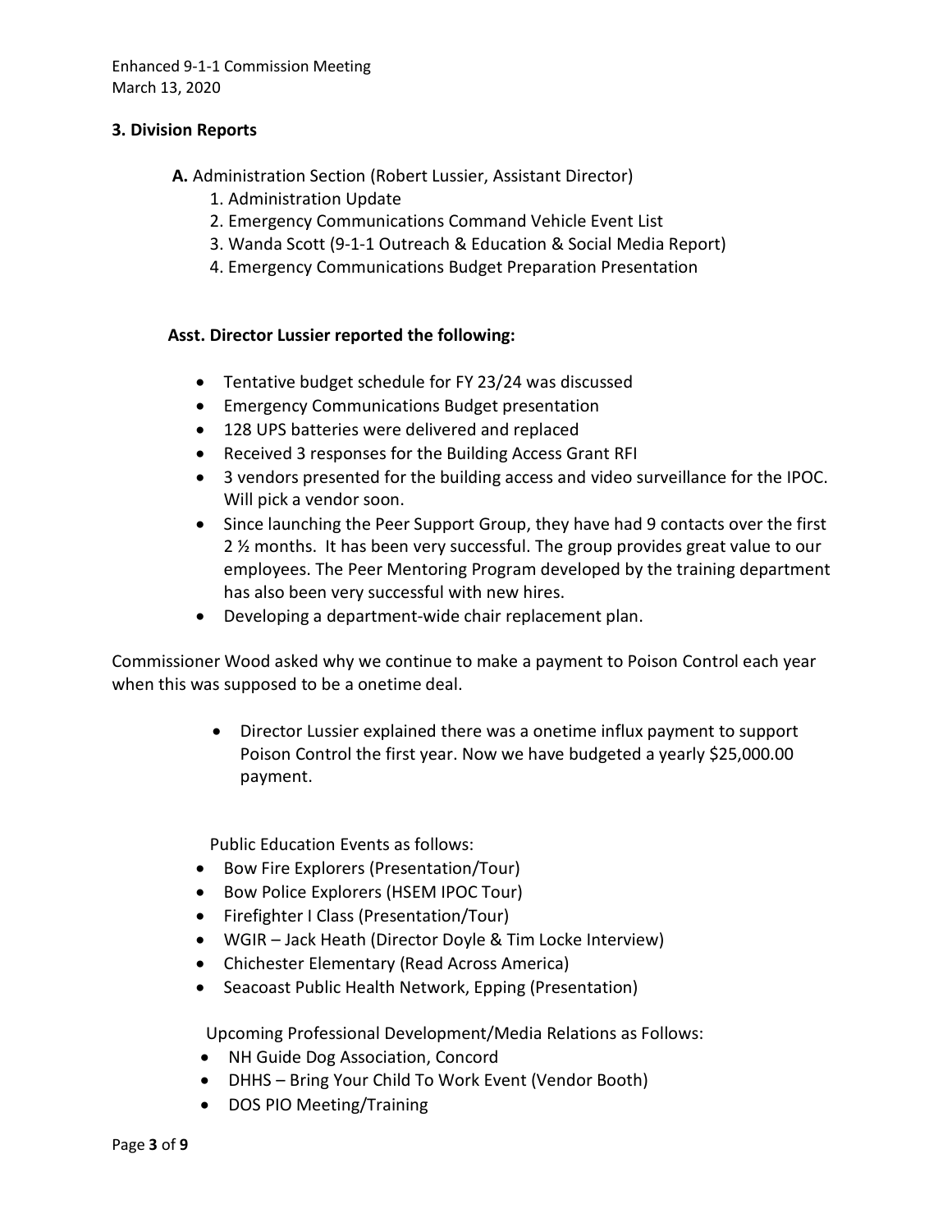### 3. Division Reports

**A.** Administration Section (Robert Lussier, Assistant Director)

1. Administration Update
2. Emergency Communications Command Vehicle Event List
3. Wanda Scott (9-1-1 Outreach & Education & Social Media Report)
4. Emergency Communications Budget Preparation Presentation

**Asst. Director Lussier reported the following:**

- Tentative budget schedule for FY 23/24 was discussed
- Emergency Communications Budget presentation
- 128 UPS batteries were delivered and replaced
- Received 3 responses for the Building Access Grant RFI
- 3 vendors presented for the building access and video surveillance for the IPOC. Will pick a vendor soon.
- Since launching the Peer Support Group, they have had 9 contacts over the first 2 ½ months. It has been very successful. The group provides great value to our employees. The Peer Mentoring Program developed by the training department has also been very successful with new hires.
- Developing a department-wide chair replacement plan.

Commissioner Wood asked why we continue to make a payment to Poison Control each year when this was supposed to be a onetime deal.

- Director Lussier explained there was a onetime influx payment to support Poison Control the first year. Now we have budgeted a yearly $25,000.00 payment.

Public Education Events as follows:

- Bow Fire Explorers (Presentation/Tour)
- Bow Police Explorers (HSEM IPOC Tour)
- Firefighter I Class (Presentation/Tour)
- WGIR – Jack Heath (Director Doyle & Tim Locke Interview)
- Chichester Elementary (Read Across America)
- Seacoast Public Health Network, Epping (Presentation)

Upcoming Professional Development/Media Relations as Follows:

- NH Guide Dog Association, Concord
- DHHS – Bring Your Child To Work Event (Vendor Booth)
- DOS PIO Meeting/Training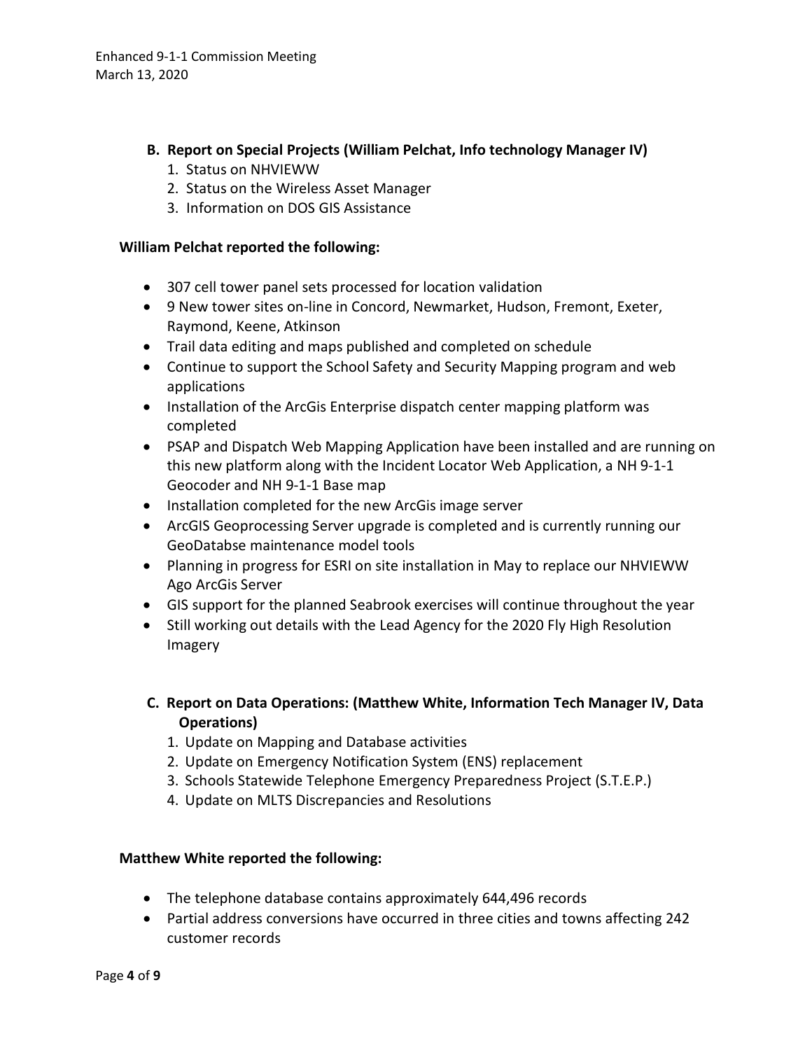**B. Report on Special Projects (William Pelchat, Info technology Manager IV)**

1. Status on NHVIEWW
2. Status on the Wireless Asset Manager
3. Information on DOS GIS Assistance

**William Pelchat reported the following:**

- 307 cell tower panel sets processed for location validation
- 9 New tower sites on-line in Concord, Newmarket, Hudson, Fremont, Exeter, Raymond, Keene, Atkinson
- Trail data editing and maps published and completed on schedule
- Continue to support the School Safety and Security Mapping program and web applications
- Installation of the ArcGis Enterprise dispatch center mapping platform was completed
- PSAP and Dispatch Web Mapping Application have been installed and are running on this new platform along with the Incident Locator Web Application, a NH 9-1-1 Geocoder and NH 9-1-1 Base map
- Installation completed for the new ArcGis image server
- ArcGIS Geoprocessing Server upgrade is completed and is currently running our GeoDatabse maintenance model tools
- Planning in progress for ESRI on site installation in May to replace our NHVIEWW Ago ArcGis Server
- GIS support for the planned Seabrook exercises will continue throughout the year
- Still working out details with the Lead Agency for the 2020 Fly High Resolution Imagery

**C. Report on Data Operations: (Matthew White, Information Tech Manager IV, Data Operations)**

1. Update on Mapping and Database activities
2. Update on Emergency Notification System (ENS) replacement
3. Schools Statewide Telephone Emergency Preparedness Project (S.T.E.P.)
4. Update on MLTS Discrepancies and Resolutions

**Matthew White reported the following:**

- The telephone database contains approximately 644,496 records
- Partial address conversions have occurred in three cities and towns affecting 242 customer records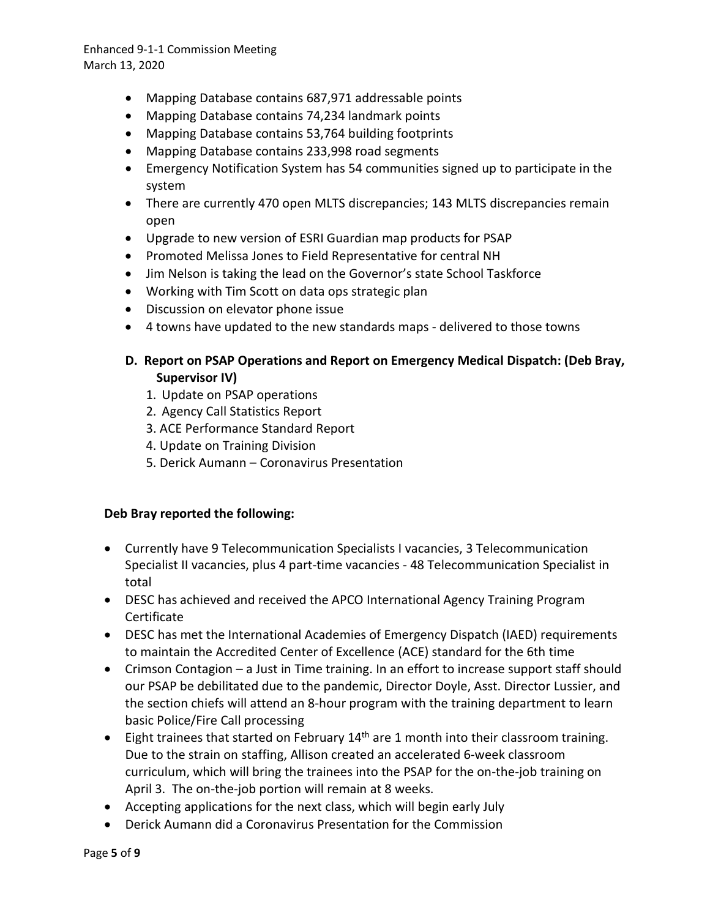- Mapping Database contains 687,971 addressable points
- Mapping Database contains 74,234 landmark points
- Mapping Database contains 53,764 building footprints
- Mapping Database contains 233,998 road segments
- Emergency Notification System has 54 communities signed up to participate in the system
- There are currently 470 open MLTS discrepancies; 143 MLTS discrepancies remain open
- Upgrade to new version of ESRI Guardian map products for PSAP
- Promoted Melissa Jones to Field Representative for central NH
- Jim Nelson is taking the lead on the Governor's state School Taskforce
- Working with Tim Scott on data ops strategic plan
- Discussion on elevator phone issue
- 4 towns have updated to the new standards maps - delivered to those towns

**D. Report on PSAP Operations and Report on Emergency Medical Dispatch: (Deb Bray, Supervisor IV)**

1. Update on PSAP operations
2. Agency Call Statistics Report
3. ACE Performance Standard Report
4. Update on Training Division
5. Derick Aumann – Coronavirus Presentation

**Deb Bray reported the following:**

- Currently have 9 Telecommunication Specialists I vacancies, 3 Telecommunication Specialist II vacancies, plus 4 part-time vacancies - 48 Telecommunication Specialist in total
- DESC has achieved and received the APCO International Agency Training Program Certificate
- DESC has met the International Academies of Emergency Dispatch (IAED) requirements to maintain the Accredited Center of Excellence (ACE) standard for the 6th time
- Crimson Contagion – a Just in Time training. In an effort to increase support staff should our PSAP be debilitated due to the pandemic, Director Doyle, Asst. Director Lussier, and the section chiefs will attend an 8-hour program with the training department to learn basic Police/Fire Call processing
- Eight trainees that started on February 14th are 1 month into their classroom training. Due to the strain on staffing, Allison created an accelerated 6-week classroom curriculum, which will bring the trainees into the PSAP for the on-the-job training on April 3. The on-the-job portion will remain at 8 weeks.
- Accepting applications for the next class, which will begin early July
- Derick Aumann did a Coronavirus Presentation for the Commission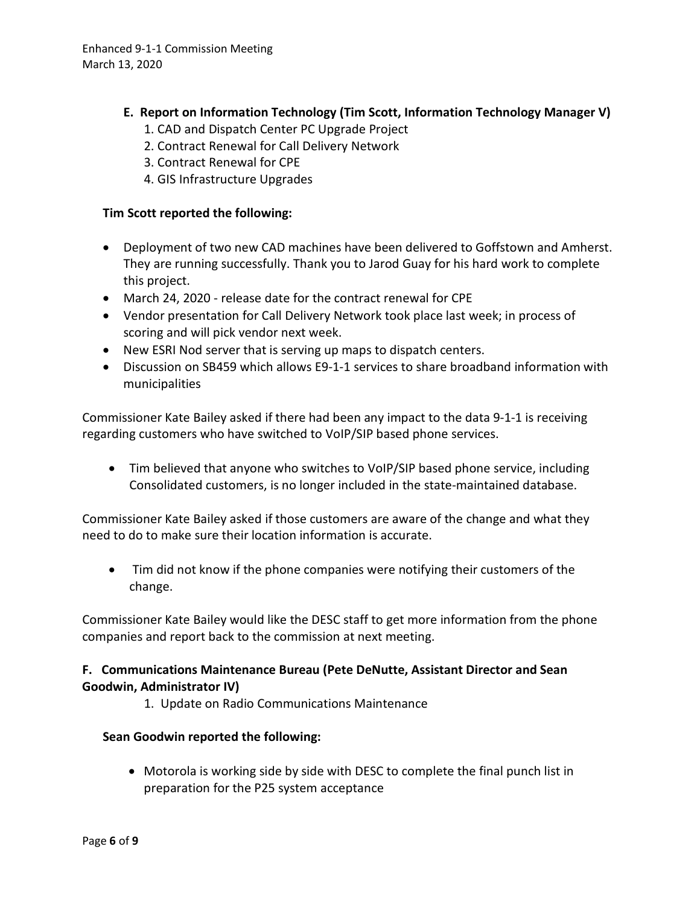**E. Report on Information Technology (Tim Scott, Information Technology Manager V)**

1. CAD and Dispatch Center PC Upgrade Project
2. Contract Renewal for Call Delivery Network
3. Contract Renewal for CPE
4. GIS Infrastructure Upgrades

**Tim Scott reported the following:**

- Deployment of two new CAD machines have been delivered to Goffstown and Amherst. They are running successfully. Thank you to Jarod Guay for his hard work to complete this project.
- March 24, 2020 - release date for the contract renewal for CPE
- Vendor presentation for Call Delivery Network took place last week; in process of scoring and will pick vendor next week.
- New ESRI Nod server that is serving up maps to dispatch centers.
- Discussion on SB459 which allows E9-1-1 services to share broadband information with municipalities

Commissioner Kate Bailey asked if there had been any impact to the data 9-1-1 is receiving regarding customers who have switched to VoIP/SIP based phone services.

- Tim believed that anyone who switches to VoIP/SIP based phone service, including Consolidated customers, is no longer included in the state-maintained database.

Commissioner Kate Bailey asked if those customers are aware of the change and what they need to do to make sure their location information is accurate.

- Tim did not know if the phone companies were notifying their customers of the change.

Commissioner Kate Bailey would like the DESC staff to get more information from the phone companies and report back to the commission at next meeting.

**F. Communications Maintenance Bureau (Pete DeNutte, Assistant Director and Sean Goodwin, Administrator IV)**

1. Update on Radio Communications Maintenance

**Sean Goodwin reported the following:**

- Motorola is working side by side with DESC to complete the final punch list in preparation for the P25 system acceptance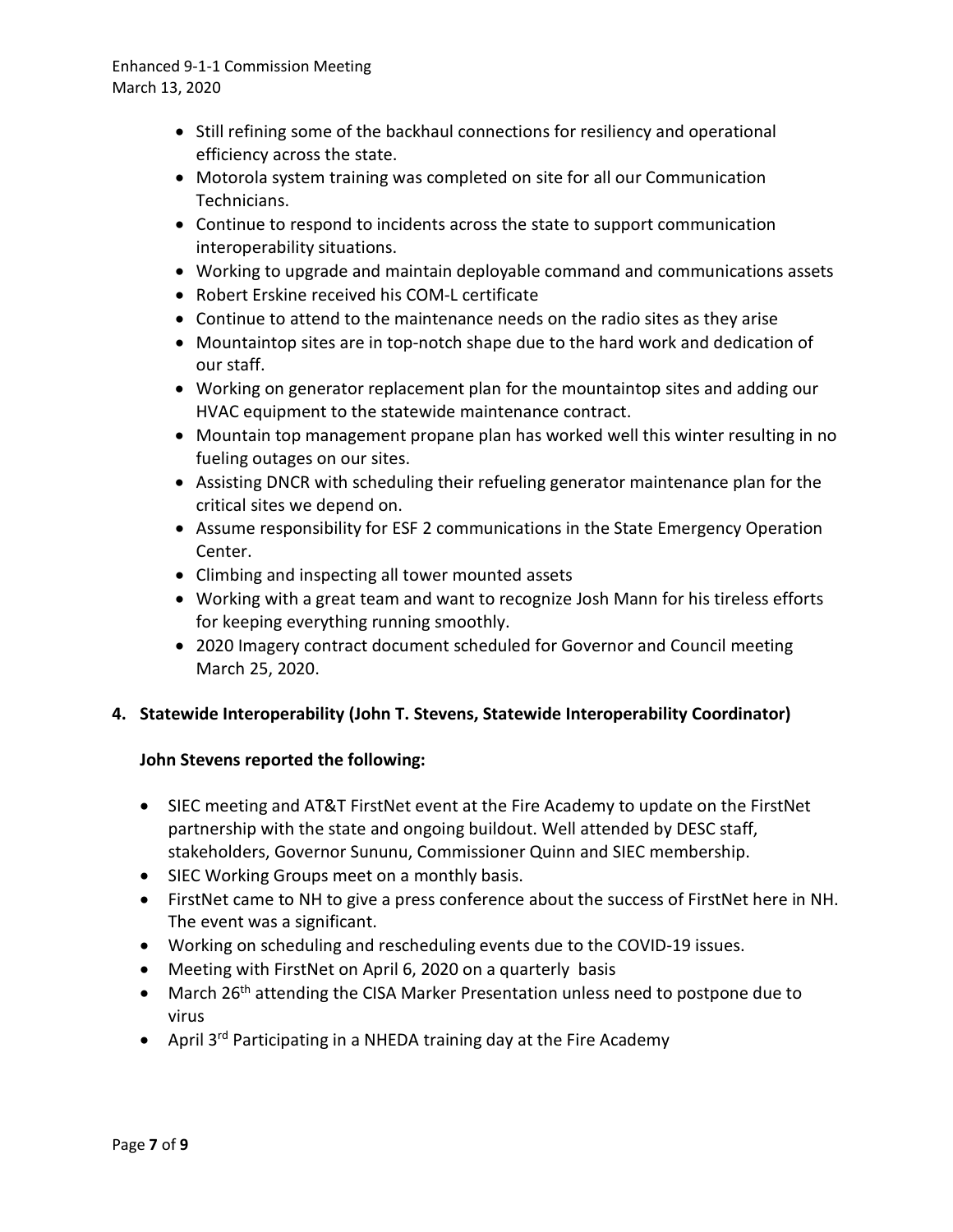- Still refining some of the backhaul connections for resiliency and operational efficiency across the state.
- Motorola system training was completed on site for all our Communication Technicians.
- Continue to respond to incidents across the state to support communication interoperability situations.
- Working to upgrade and maintain deployable command and communications assets
- Robert Erskine received his COM-L certificate
- Continue to attend to the maintenance needs on the radio sites as they arise
- Mountaintop sites are in top-notch shape due to the hard work and dedication of our staff.
- Working on generator replacement plan for the mountaintop sites and adding our HVAC equipment to the statewide maintenance contract.
- Mountain top management propane plan has worked well this winter resulting in no fueling outages on our sites.
- Assisting DNCR with scheduling their refueling generator maintenance plan for the critical sites we depend on.
- Assume responsibility for ESF 2 communications in the State Emergency Operation Center.
- Climbing and inspecting all tower mounted assets
- Working with a great team and want to recognize Josh Mann for his tireless efforts for keeping everything running smoothly.
- 2020 Imagery contract document scheduled for Governor and Council meeting March 25, 2020.

**4. Statewide Interoperability (John T. Stevens, Statewide Interoperability Coordinator)**

**John Stevens reported the following:**

- SIEC meeting and AT&T FirstNet event at the Fire Academy to update on the FirstNet partnership with the state and ongoing buildout. Well attended by DESC staff, stakeholders, Governor Sununu, Commissioner Quinn and SIEC membership.
- SIEC Working Groups meet on a monthly basis.
- FirstNet came to NH to give a press conference about the success of FirstNet here in NH. The event was a significant.
- Working on scheduling and rescheduling events due to the COVID-19 issues.
- Meeting with FirstNet on April 6, 2020 on a quarterly basis
- March 26th attending the CISA Marker Presentation unless need to postpone due to virus
- April 3rd Participating in a NHEDA training day at the Fire Academy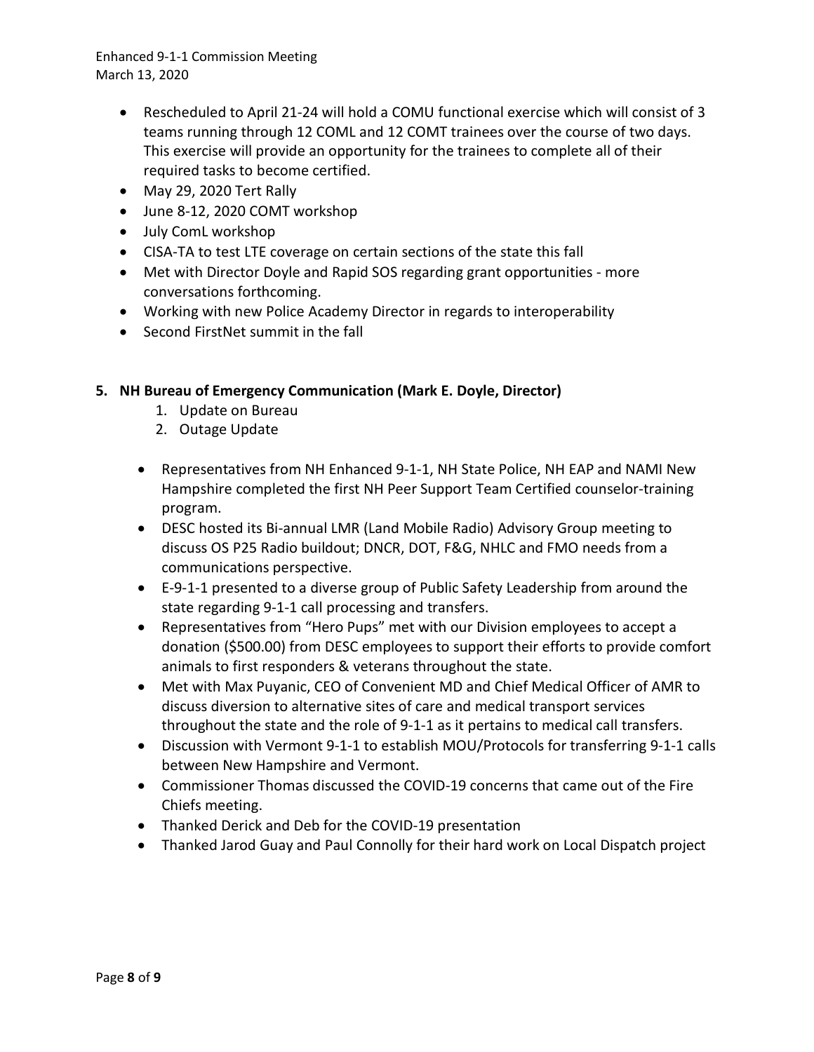- Rescheduled to April 21-24 will hold a COMU functional exercise which will consist of 3 teams running through 12 COML and 12 COMT trainees over the course of two days. This exercise will provide an opportunity for the trainees to complete all of their required tasks to become certified.
- May 29, 2020 Tert Rally
- June 8-12, 2020 COMT workshop
- July ComL workshop
- CISA-TA to test LTE coverage on certain sections of the state this fall
- Met with Director Doyle and Rapid SOS regarding grant opportunities - more conversations forthcoming.
- Working with new Police Academy Director in regards to interoperability
- Second FirstNet summit in the fall

**5. NH Bureau of Emergency Communication (Mark E. Doyle, Director)**

1. Update on Bureau
2. Outage Update

- Representatives from NH Enhanced 9-1-1, NH State Police, NH EAP and NAMI New Hampshire completed the first NH Peer Support Team Certified counselor-training program.
- DESC hosted its Bi-annual LMR (Land Mobile Radio) Advisory Group meeting to discuss OS P25 Radio buildout; DNCR, DOT, F&G, NHLC and FMO needs from a communications perspective.
- E-9-1-1 presented to a diverse group of Public Safety Leadership from around the state regarding 9-1-1 call processing and transfers.
- Representatives from "Hero Pups" met with our Division employees to accept a donation ($500.00) from DESC employees to support their efforts to provide comfort animals to first responders & veterans throughout the state.
- Met with Max Puyanic, CEO of Convenient MD and Chief Medical Officer of AMR to discuss diversion to alternative sites of care and medical transport services throughout the state and the role of 9-1-1 as it pertains to medical call transfers.
- Discussion with Vermont 9-1-1 to establish MOU/Protocols for transferring 9-1-1 calls between New Hampshire and Vermont.
- Commissioner Thomas discussed the COVID-19 concerns that came out of the Fire Chiefs meeting.
- Thanked Derick and Deb for the COVID-19 presentation
- Thanked Jarod Guay and Paul Connolly for their hard work on Local Dispatch project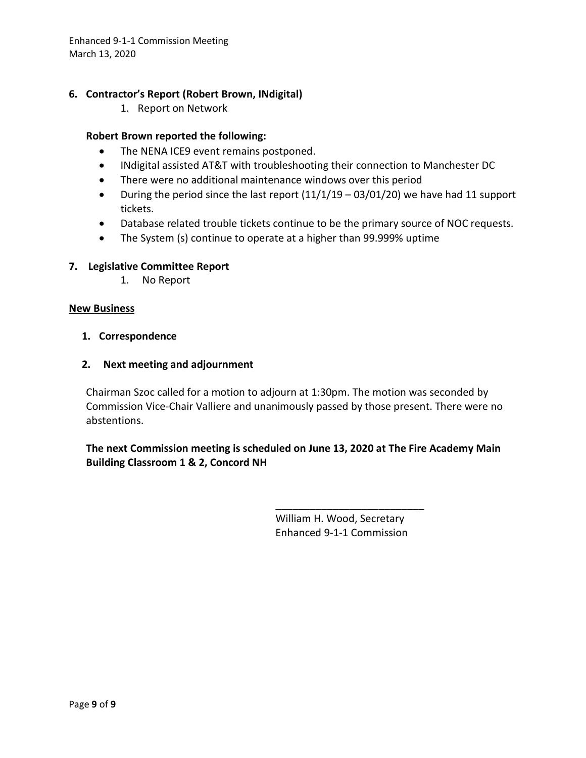**6. Contractor's Report (Robert Brown, INdigital)**

1. Report on Network

**Robert Brown reported the following:**

- The NENA ICE9 event remains postponed.
- INdigital assisted AT&T with troubleshooting their connection to Manchester DC
- There were no additional maintenance windows over this period
- During the period since the last report (11/1/19 – 03/01/20) we have had 11 support tickets.
- Database related trouble tickets continue to be the primary source of NOC requests.
- The System (s) continue to operate at a higher than 99.999% uptime

**7. Legislative Committee Report**

1. No Report

**New Business**

**1. Correspondence**

**2. Next meeting and adjournment**

Chairman Szoc called for a motion to adjourn at 1:30pm. The motion was seconded by Commission Vice-Chair Valliere and unanimously passed by those present. There were no abstentions.

**The next Commission meeting is scheduled on June 13, 2020 at The Fire Academy Main Building Classroom 1 & 2, Concord NH**

\_\_\_\_\_\_\_\_\_\_\_\_\_\_\_\_\_\_\_\_\_\_\_\_\_\_

William H. Wood, Secretary
Enhanced 9-1-1 Commission